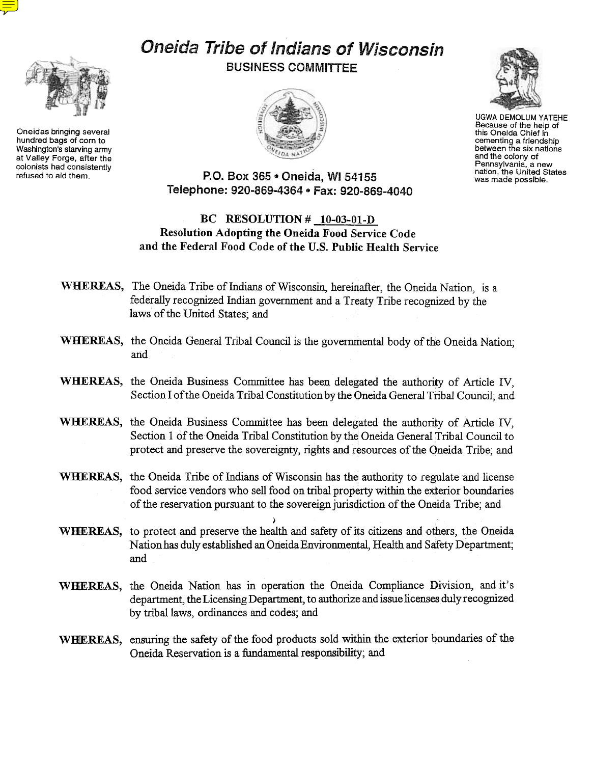# Oneida Tribe of Indians of Wisconsin

## BUSINESS COMMITTEE

Oneidas bringing several hundred bags of corn to Washington's starving army at Valley Forge, after the colonists had consistently refused to aid them.

UGWA DEMOLUM YATEHE
Because of the help of this Oneida Chief in cementing a friendship between the six nations and the colony of Pennsylvania, a new nation, the United States was made possible.

P.O. Box 365 • Oneida, WI 54155
Telephone: 920-869-4364 • Fax: 920-869-4040

**BC RESOLUTION # 10-03-01-D**
**Resolution Adopting the Oneida Food Service Code and the Federal Food Code of the U.S. Public Health Service**

**WHEREAS,** The Oneida Tribe of Indians of Wisconsin, hereinafter, the Oneida Nation, is a federally recognized Indian government and a Treaty Tribe recognized by the laws of the United States; and

**WHEREAS,** the Oneida General Tribal Council is the governmental body of the Oneida Nation; and

**WHEREAS,** the Oneida Business Committee has been delegated the authority of Article IV, Section I of the Oneida Tribal Constitution by the Oneida General Tribal Council; and

**WHEREAS,** the Oneida Business Committee has been delegated the authority of Article IV, Section 1 of the Oneida Tribal Constitution by the Oneida General Tribal Council to protect and preserve the sovereignty, rights and resources of the Oneida Tribe; and

**WHEREAS,** the Oneida Tribe of Indians of Wisconsin has the authority to regulate and license food service vendors who sell food on tribal property within the exterior boundaries of the reservation pursuant to the sovereign jurisdiction of the Oneida Tribe; and

**WHEREAS,** to protect and preserve the health and safety of its citizens and others, the Oneida Nation has duly established an Oneida Environmental, Health and Safety Department; and

**WHEREAS,** the Oneida Nation has in operation the Oneida Compliance Division, and it's department, the Licensing Department, to authorize and issue licenses duly recognized by tribal laws, ordinances and codes; and

**WHEREAS,** ensuring the safety of the food products sold within the exterior boundaries of the Oneida Reservation is a fundamental responsibility; and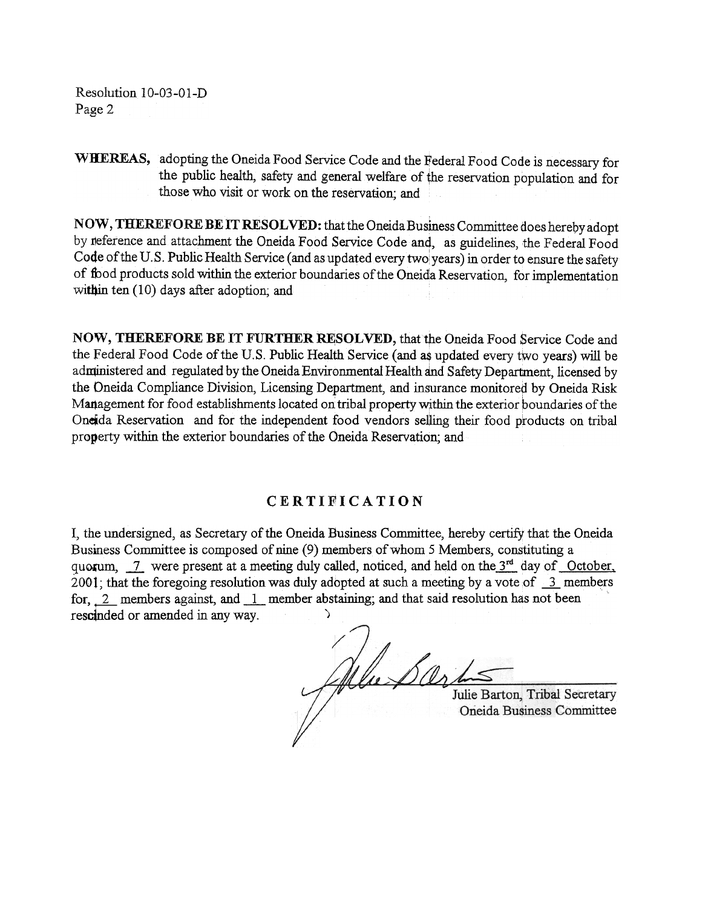Resolution 10-03-01-D
Page 2

**WHEREAS,** adopting the Oneida Food Service Code and the Federal Food Code is necessary for the public health, safety and general welfare of the reservation population and for those who visit or work on the reservation; and

**NOW, THEREFORE BE IT RESOLVED:** that the Oneida Business Committee does hereby adopt by reference and attachment the Oneida Food Service Code and, as guidelines, the Federal Food Code of the U.S. Public Health Service (and as updated every two years) in order to ensure the safety of food products sold within the exterior boundaries of the Oneida Reservation, for implementation within ten (10) days after adoption; and

**NOW, THEREFORE BE IT FURTHER RESOLVED,** that the Oneida Food Service Code and the Federal Food Code of the U.S. Public Health Service (and as updated every two years) will be administered and regulated by the Oneida Environmental Health and Safety Department, licensed by the Oneida Compliance Division, Licensing Department, and insurance monitored by Oneida Risk Management for food establishments located on tribal property within the exterior boundaries of the Oneida Reservation and for the independent food vendors selling their food products on tribal property within the exterior boundaries of the Oneida Reservation; and

## CERTIFICATION

I, the undersigned, as Secretary of the Oneida Business Committee, hereby certify that the Oneida Business Committee is composed of nine (9) members of whom 5 Members, constituting a quorum, 7 were present at a meeting duly called, noticed, and held on the 3rd day of October, 2001; that the foregoing resolution was duly adopted at such a meeting by a vote of 3 members for, 2 members against, and 1 member abstaining; and that said resolution has not been rescinded or amended in any way.

Julie Barton, Tribal Secretary
Oneida Business Committee